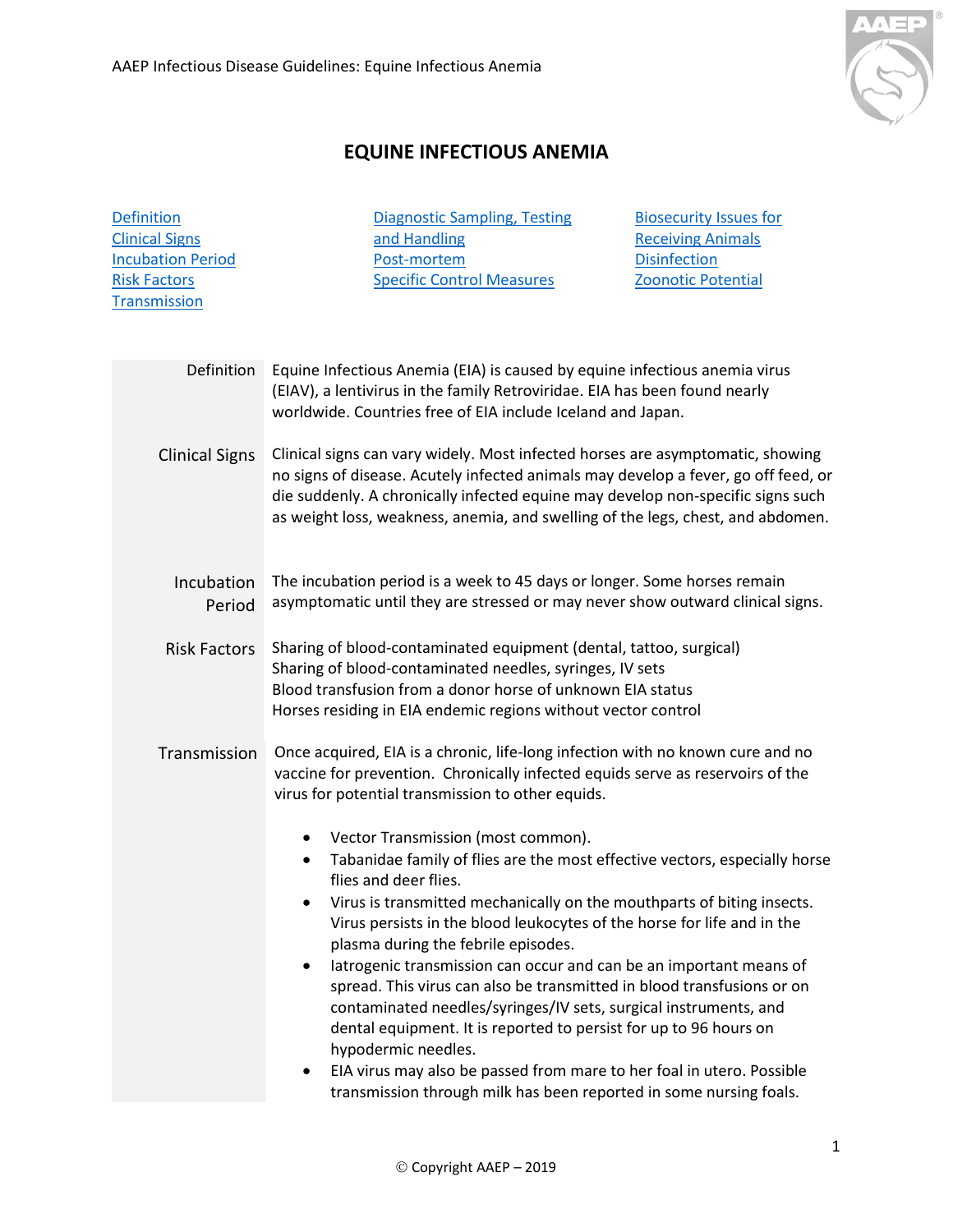# EQUINE INFECTIOUS ANEMIA

- Definition
- Clinical Signs
- Incubation Period
- Risk Factors
- Transmission
- Diagnostic Sampling, Testing and Handling
- Post-mortem
- Specific Control Measures
- Biosecurity Issues for Receiving Animals
- Disinfection
- Zoonotic Potential

## Definition

Equine Infectious Anemia (EIA) is caused by equine infectious anemia virus (EIAV), a lentivirus in the family Retroviridae. EIA has been found nearly worldwide. Countries free of EIA include Iceland and Japan.

## Clinical Signs

Clinical signs can vary widely. Most infected horses are asymptomatic, showing no signs of disease. Acutely infected animals may develop a fever, go off feed, or die suddenly. A chronically infected equine may develop non-specific signs such as weight loss, weakness, anemia, and swelling of the legs, chest, and abdomen.

## Incubation Period

The incubation period is a week to 45 days or longer. Some horses remain asymptomatic until they are stressed or may never show outward clinical signs.

## Risk Factors

Sharing of blood-contaminated equipment (dental, tattoo, surgical)
Sharing of blood-contaminated needles, syringes, IV sets
Blood transfusion from a donor horse of unknown EIA status
Horses residing in EIA endemic regions without vector control

## Transmission

Once acquired, EIA is a chronic, life-long infection with no known cure and no vaccine for prevention. Chronically infected equids serve as reservoirs of the virus for potential transmission to other equids.

- Vector Transmission (most common).
- Tabanidae family of flies are the most effective vectors, especially horse flies and deer flies.
- Virus is transmitted mechanically on the mouthparts of biting insects. Virus persists in the blood leukocytes of the horse for life and in the plasma during the febrile episodes.
- Iatrogenic transmission can occur and can be an important means of spread. This virus can also be transmitted in blood transfusions or on contaminated needles/syringes/IV sets, surgical instruments, and dental equipment. It is reported to persist for up to 96 hours on hypodermic needles.
- EIA virus may also be passed from mare to her foal in utero. Possible transmission through milk has been reported in some nursing foals.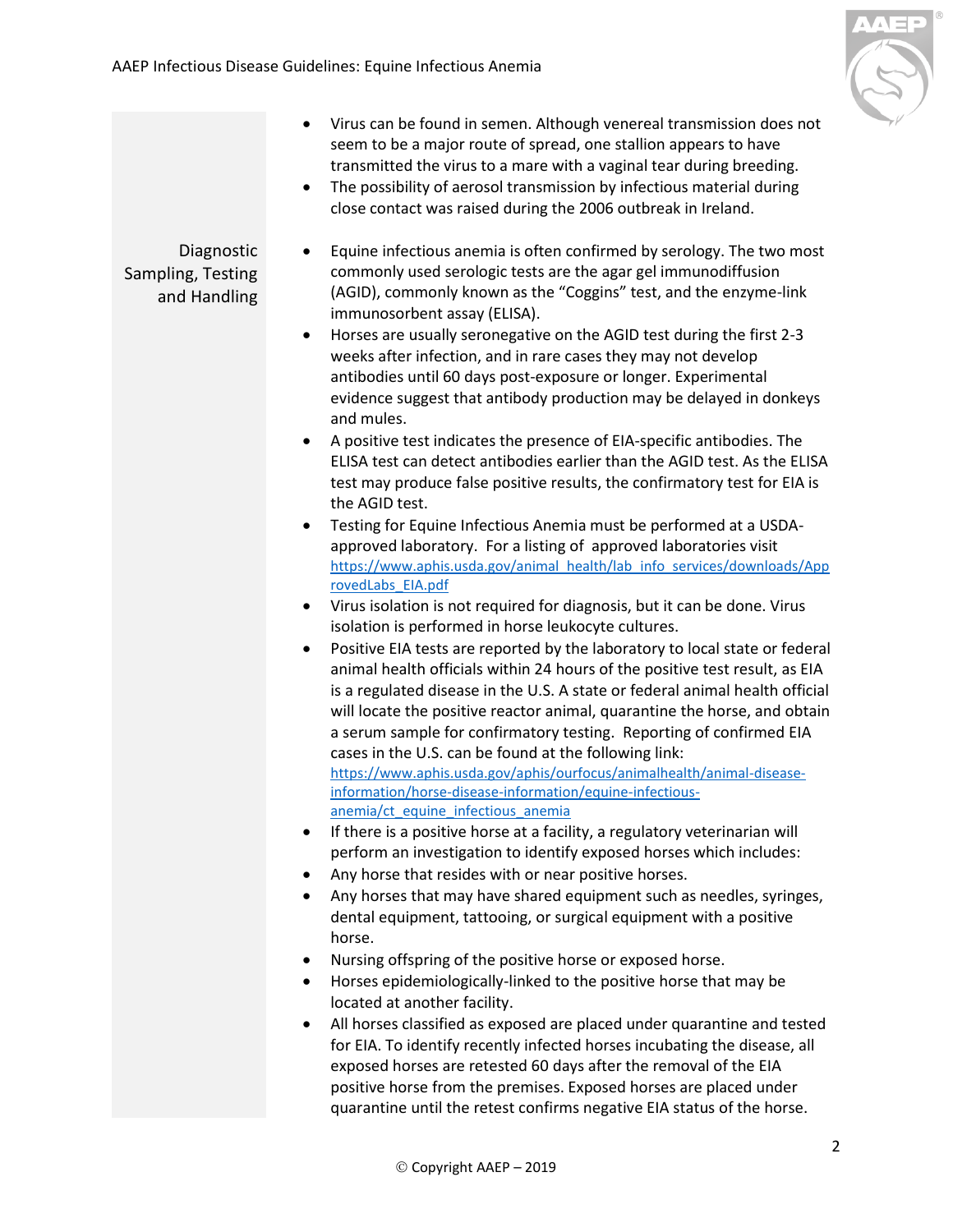- Virus can be found in semen. Although venereal transmission does not seem to be a major route of spread, one stallion appears to have transmitted the virus to a mare with a vaginal tear during breeding.
- The possibility of aerosol transmission by infectious material during close contact was raised during the 2006 outbreak in Ireland.

## Diagnostic Sampling, Testing and Handling

- Equine infectious anemia is often confirmed by serology. The two most commonly used serologic tests are the agar gel immunodiffusion (AGID), commonly known as the "Coggins" test, and the enzyme-link immunosorbent assay (ELISA).
- Horses are usually seronegative on the AGID test during the first 2-3 weeks after infection, and in rare cases they may not develop antibodies until 60 days post-exposure or longer. Experimental evidence suggest that antibody production may be delayed in donkeys and mules.
- A positive test indicates the presence of EIA-specific antibodies. The ELISA test can detect antibodies earlier than the AGID test. As the ELISA test may produce false positive results, the confirmatory test for EIA is the AGID test.
- Testing for Equine Infectious Anemia must be performed at a USDA-approved laboratory. For a listing of approved laboratories visit https://www.aphis.usda.gov/animal_health/lab_info_services/downloads/ApprovedLabs_EIA.pdf
- Virus isolation is not required for diagnosis, but it can be done. Virus isolation is performed in horse leukocyte cultures.
- Positive EIA tests are reported by the laboratory to local state or federal animal health officials within 24 hours of the positive test result, as EIA is a regulated disease in the U.S. A state or federal animal health official will locate the positive reactor animal, quarantine the horse, and obtain a serum sample for confirmatory testing. Reporting of confirmed EIA cases in the U.S. can be found at the following link: https://www.aphis.usda.gov/aphis/ourfocus/animalhealth/animal-disease-information/horse-disease-information/equine-infectious-anemia/ct_equine_infectious_anemia
- If there is a positive horse at a facility, a regulatory veterinarian will perform an investigation to identify exposed horses which includes:
- Any horse that resides with or near positive horses.
- Any horses that may have shared equipment such as needles, syringes, dental equipment, tattooing, or surgical equipment with a positive horse.
- Nursing offspring of the positive horse or exposed horse.
- Horses epidemiologically-linked to the positive horse that may be located at another facility.
- All horses classified as exposed are placed under quarantine and tested for EIA. To identify recently infected horses incubating the disease, all exposed horses are retested 60 days after the removal of the EIA positive horse from the premises. Exposed horses are placed under quarantine until the retest confirms negative EIA status of the horse.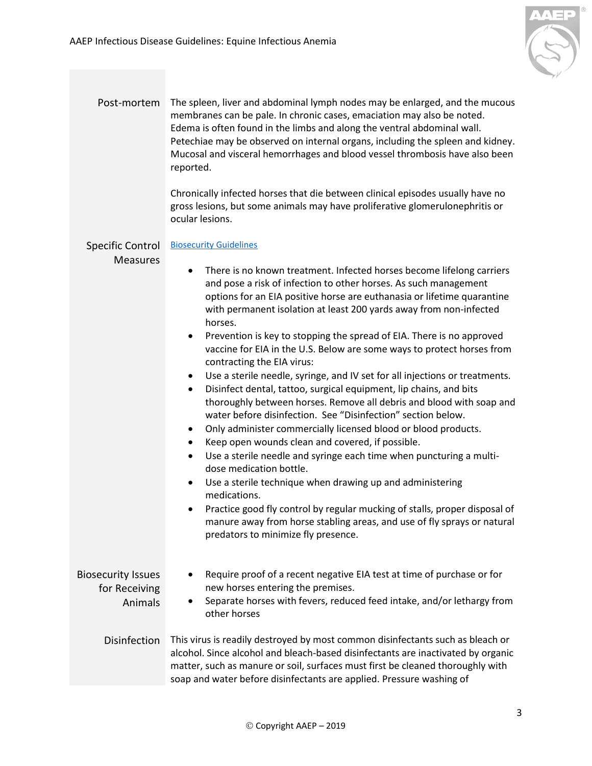## Post-mortem

The spleen, liver and abdominal lymph nodes may be enlarged, and the mucous membranes can be pale. In chronic cases, emaciation may also be noted. Edema is often found in the limbs and along the ventral abdominal wall. Petechiae may be observed on internal organs, including the spleen and kidney. Mucosal and visceral hemorrhages and blood vessel thrombosis have also been reported.

Chronically infected horses that die between clinical episodes usually have no gross lesions, but some animals may have proliferative glomerulonephritis or ocular lesions.

## Specific Control Measures

Biosecurity Guidelines

- There is no known treatment. Infected horses become lifelong carriers and pose a risk of infection to other horses. As such management options for an EIA positive horse are euthanasia or lifetime quarantine with permanent isolation at least 200 yards away from non-infected horses.
- Prevention is key to stopping the spread of EIA. There is no approved vaccine for EIA in the U.S. Below are some ways to protect horses from contracting the EIA virus:
- Use a sterile needle, syringe, and IV set for all injections or treatments.
- Disinfect dental, tattoo, surgical equipment, lip chains, and bits thoroughly between horses. Remove all debris and blood with soap and water before disinfection. See "Disinfection" section below.
- Only administer commercially licensed blood or blood products.
- Keep open wounds clean and covered, if possible.
- Use a sterile needle and syringe each time when puncturing a multi-dose medication bottle.
- Use a sterile technique when drawing up and administering medications.
- Practice good fly control by regular mucking of stalls, proper disposal of manure away from horse stabling areas, and use of fly sprays or natural predators to minimize fly presence.

## Biosecurity Issues for Receiving Animals

- Require proof of a recent negative EIA test at time of purchase or for new horses entering the premises.
- Separate horses with fevers, reduced feed intake, and/or lethargy from other horses

## Disinfection

This virus is readily destroyed by most common disinfectants such as bleach or alcohol. Since alcohol and bleach-based disinfectants are inactivated by organic matter, such as manure or soil, surfaces must first be cleaned thoroughly with soap and water before disinfectants are applied. Pressure washing of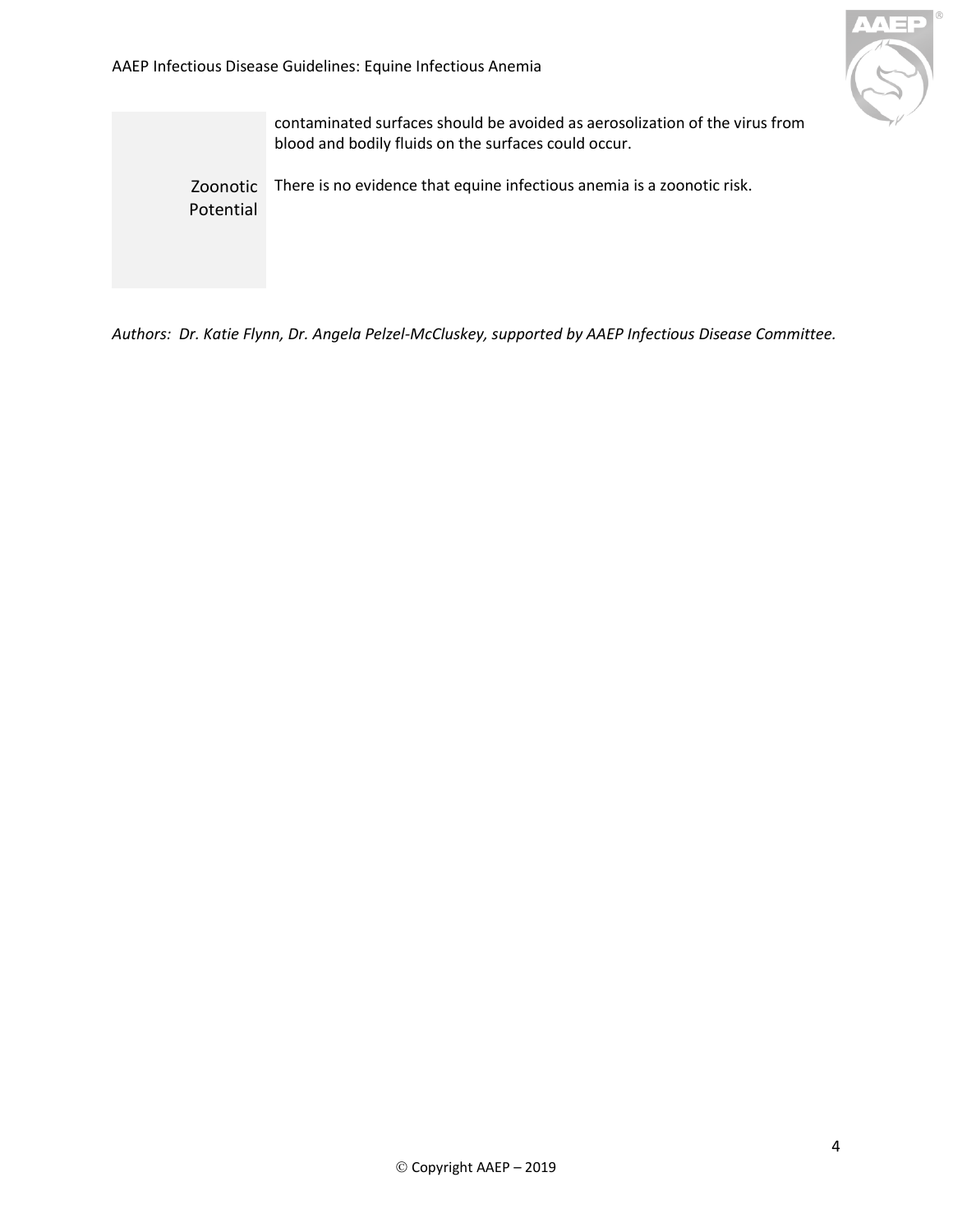| | |
|---|---|
| | contaminated surfaces should be avoided as aerosolization of the virus from blood and bodily fluids on the surfaces could occur. |
| Zoonotic Potential | There is no evidence that equine infectious anemia is a zoonotic risk. |

*Authors: Dr. Katie Flynn, Dr. Angela Pelzel-McCluskey, supported by AAEP Infectious Disease Committee.*

© Copyright AAEP – 2019